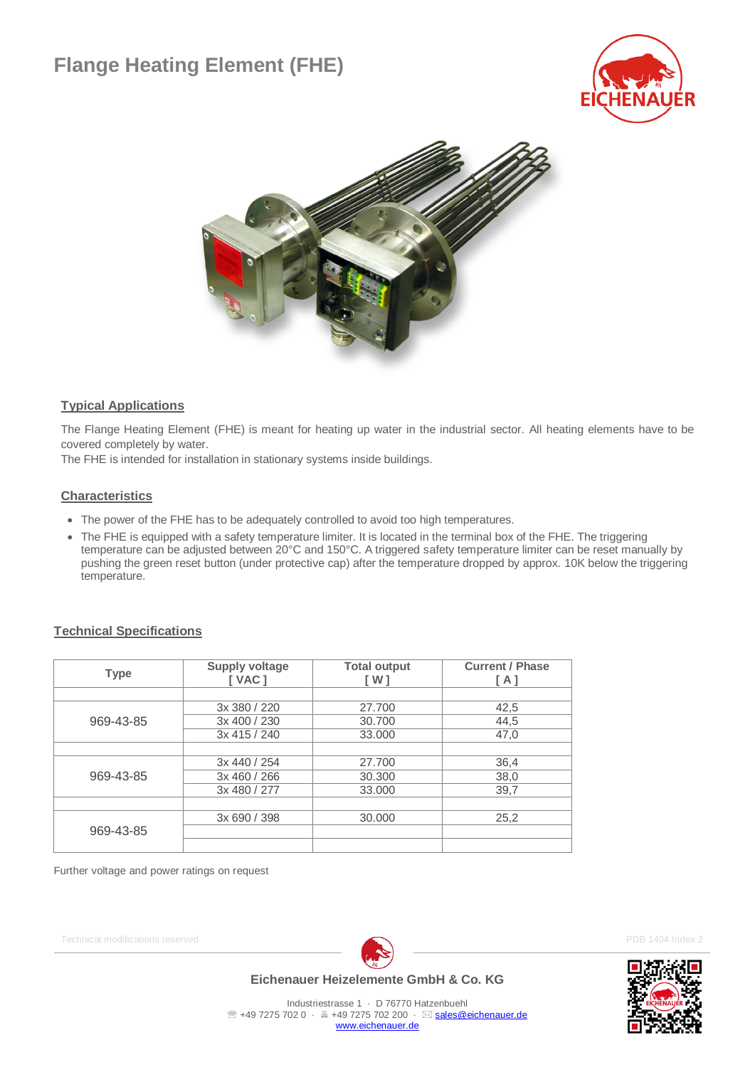# Flange Heating Element (FHE)

## Typical Applications

The Flange Heating Element (FHE) is meant for heating up water in the industrial sector. All heating elements have to be covered completely by water.
The FHE is intended for installation in stationary systems inside buildings.

## Characteristics

- The power of the FHE has to be adequately controlled to avoid too high temperatures.
- The FHE is equipped with a safety temperature limiter. It is located in the terminal box of the FHE. The triggering temperature can be adjusted between 20°C and 150°C. A triggered safety temperature limiter can be reset manually by pushing the green reset button (under protective cap) after the temperature dropped by approx. 10K below the triggering temperature.

## Technical Specifications

| Type | Supply voltage [ VAC ] | Total output [ W ] | Current / Phase [ A ] |
|---|---|---|---|
| | | | |
| 969-43-85 | 3x 380 / 220 | 27.700 | 42,5 |
| | 3x 400 / 230 | 30.700 | 44,5 |
| | 3x 415 / 240 | 33.000 | 47,0 |
| | | | |
| 969-43-85 | 3x 440 / 254 | 27.700 | 36,4 |
| | 3x 460 / 266 | 30.300 | 38,0 |
| | 3x 480 / 277 | 33.000 | 39,7 |
| | | | |
| 969-43-85 | 3x 690 / 398 | 30.000 | 25,2 |
| | | | |
| | | | |

Further voltage and power ratings on request

Technical modifications reserved

PDB 1404 Index 2

**Eichenauer Heizelemente GmbH & Co. KG**

Industriestrasse 1 · D 76770 Hatzenbuehl
☏ +49 7275 702 0 · 🖷 +49 7275 702 200 · ✉ sales@eichenauer.de
www.eichenauer.de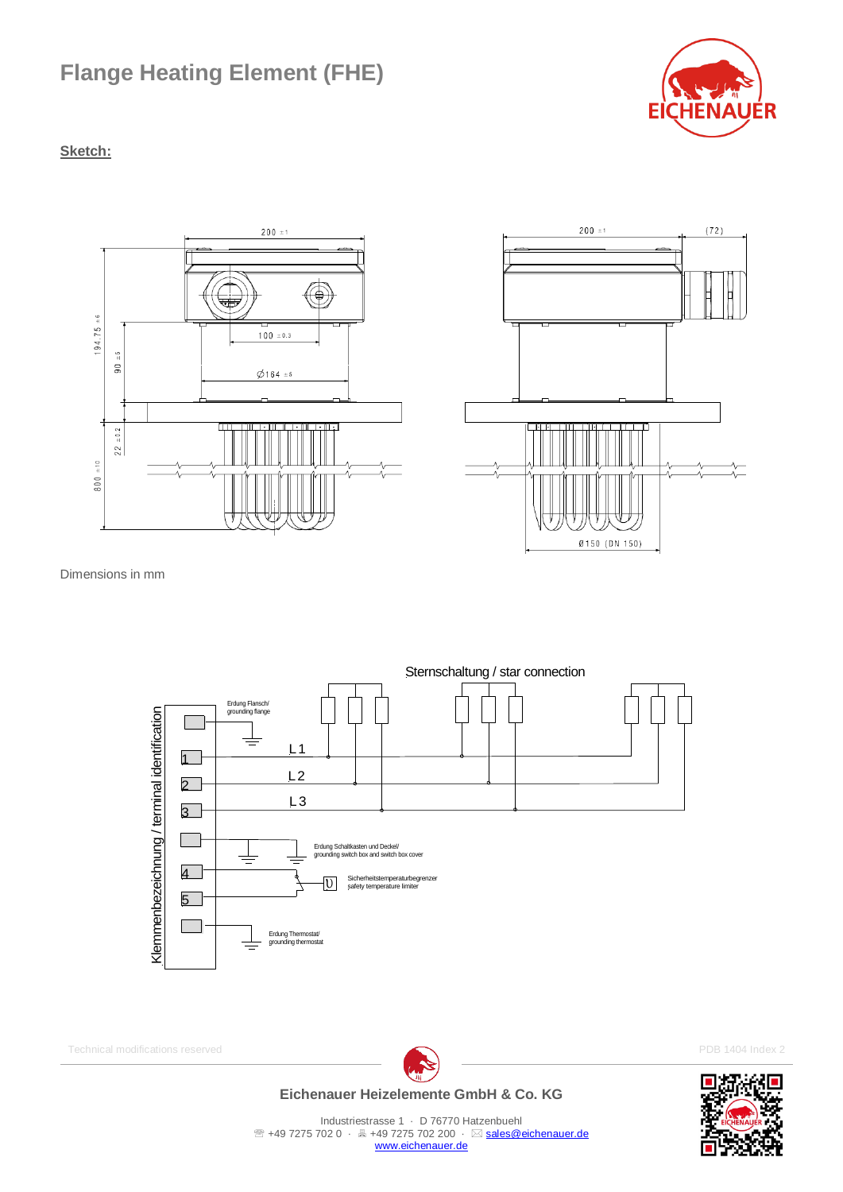# Flange Heating Element (FHE)

**Sketch:**

200 ±1

200 ±1

(72)

194,75 ±6

90 ±5

100 ±0.3

Ø164 ±5

22 ±0.2

800 ±10

Ø150 (DN 150)

Dimensions in mm

Sternschaltung / star connection

Klemmenbezeichnung / terminal identification

Erdung Flansch/
grounding flange

1

2

3

L1

L2

L3

Erdung Schaltkasten und Deckel/
grounding switch box and switch box cover

4

5

Sicherheitstemperaturbegrenzer
safety temperature limiter

Erdung Thermostat/
grounding thermostat

Technical modifications reserved

PDB 1404 Index 2

**Eichenauer Heizelemente GmbH & Co. KG**

Industriestrasse 1 · D 76770 Hatzenbuehl
+49 7275 702 0 · +49 7275 702 200 · sales@eichenauer.de
www.eichenauer.de